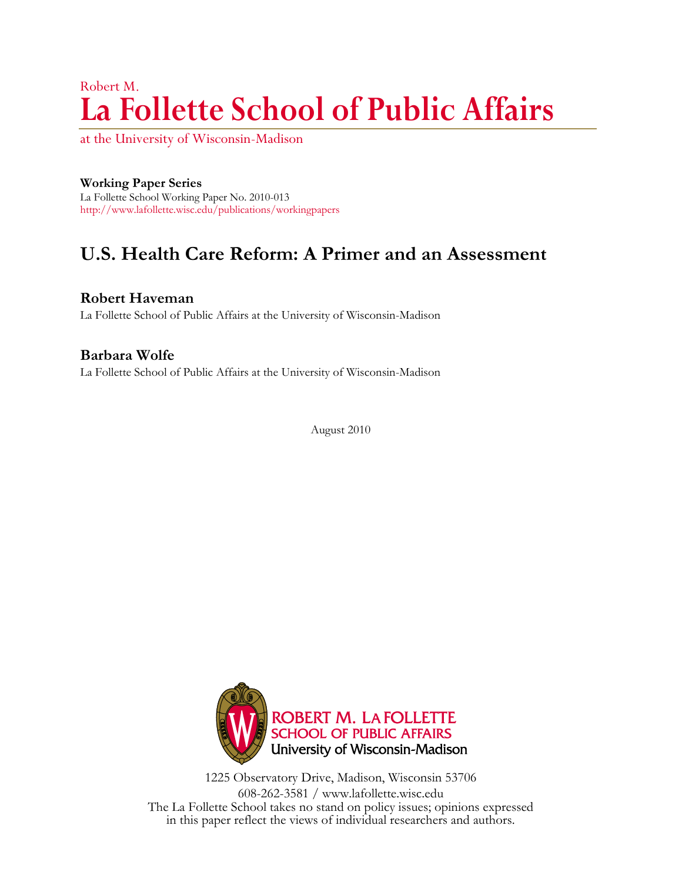Robert M.

# La Follette School of Public Affairs

at the University of Wisconsin-Madison

**Working Paper Series**
La Follette School Working Paper No. 2010-013
http://www.lafollette.wisc.edu/publications/workingpapers

## U.S. Health Care Reform: A Primer and an Assessment

**Robert Haveman**
La Follette School of Public Affairs at the University of Wisconsin-Madison

**Barbara Wolfe**
La Follette School of Public Affairs at the University of Wisconsin-Madison

August 2010

ROBERT M. LA FOLLETTE SCHOOL OF PUBLIC AFFAIRS
University of Wisconsin-Madison

1225 Observatory Drive, Madison, Wisconsin 53706
608-262-3581 / www.lafollette.wisc.edu
The La Follette School takes no stand on policy issues; opinions expressed in this paper reflect the views of individual researchers and authors.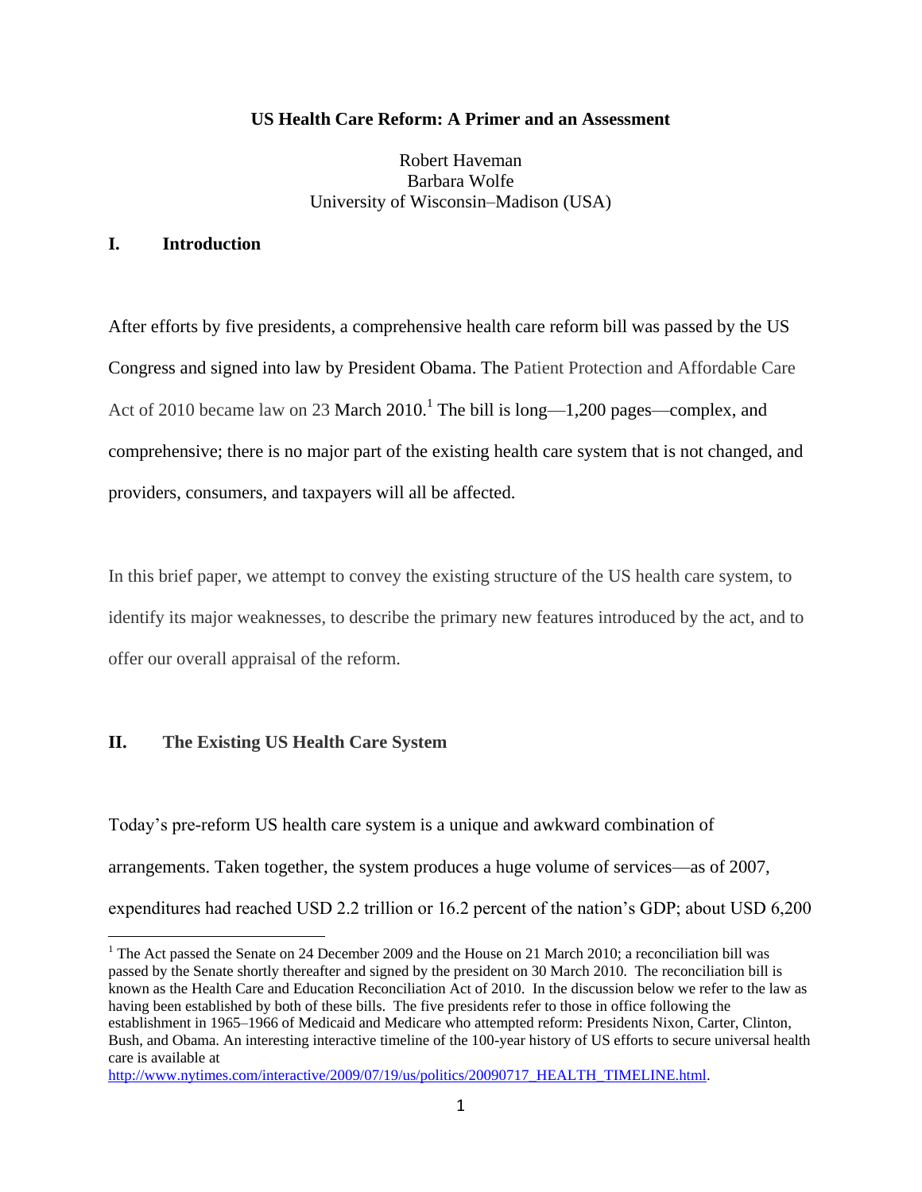**US Health Care Reform: A Primer and an Assessment**

Robert Haveman
Barbara Wolfe
University of Wisconsin–Madison (USA)

## I. Introduction

After efforts by five presidents, a comprehensive health care reform bill was passed by the US Congress and signed into law by President Obama. The Patient Protection and Affordable Care Act of 2010 became law on 23 March 2010.[1] The bill is long—1,200 pages—complex, and comprehensive; there is no major part of the existing health care system that is not changed, and providers, consumers, and taxpayers will all be affected.

In this brief paper, we attempt to convey the existing structure of the US health care system, to identify its major weaknesses, to describe the primary new features introduced by the act, and to offer our overall appraisal of the reform.

## II. The Existing US Health Care System

Today's pre-reform US health care system is a unique and awkward combination of arrangements. Taken together, the system produces a huge volume of services—as of 2007, expenditures had reached USD 2.2 trillion or 16.2 percent of the nation's GDP; about USD 6,200

[1] The Act passed the Senate on 24 December 2009 and the House on 21 March 2010; a reconciliation bill was passed by the Senate shortly thereafter and signed by the president on 30 March 2010. The reconciliation bill is known as the Health Care and Education Reconciliation Act of 2010. In the discussion below we refer to the law as having been established by both of these bills. The five presidents refer to those in office following the establishment in 1965–1966 of Medicaid and Medicare who attempted reform: Presidents Nixon, Carter, Clinton, Bush, and Obama. An interesting interactive timeline of the 100-year history of US efforts to secure universal health care is available at http://www.nytimes.com/interactive/2009/07/19/us/politics/20090717_HEALTH_TIMELINE.html.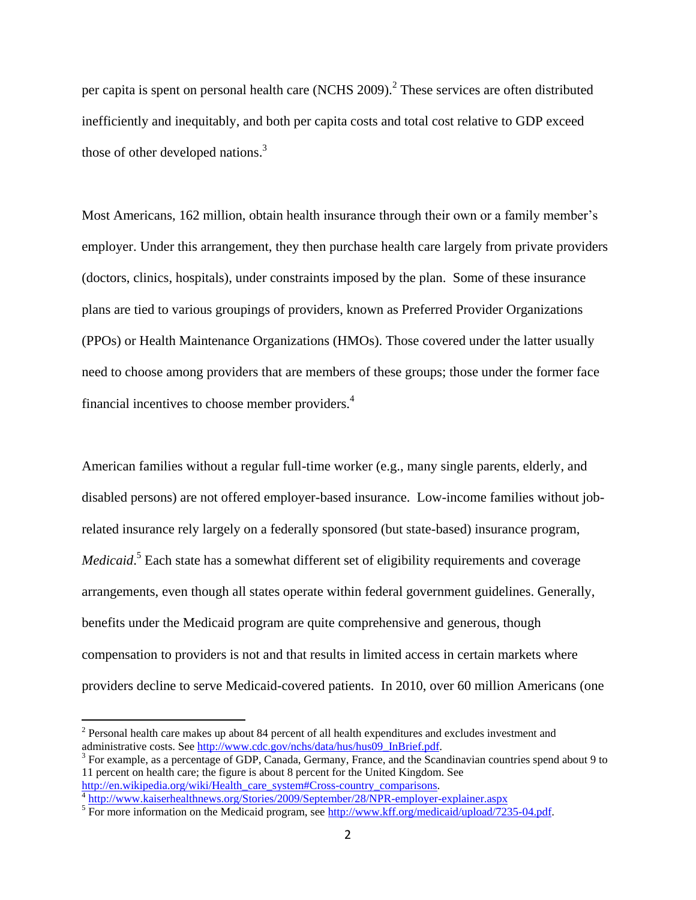per capita is spent on personal health care (NCHS 2009).[2] These services are often distributed inefficiently and inequitably, and both per capita costs and total cost relative to GDP exceed those of other developed nations.[3]

Most Americans, 162 million, obtain health insurance through their own or a family member's employer. Under this arrangement, they then purchase health care largely from private providers (doctors, clinics, hospitals), under constraints imposed by the plan. Some of these insurance plans are tied to various groupings of providers, known as Preferred Provider Organizations (PPOs) or Health Maintenance Organizations (HMOs). Those covered under the latter usually need to choose among providers that are members of these groups; those under the former face financial incentives to choose member providers.[4]

American families without a regular full-time worker (e.g., many single parents, elderly, and disabled persons) are not offered employer-based insurance. Low-income families without job-related insurance rely largely on a federally sponsored (but state-based) insurance program, *Medicaid*.[5] Each state has a somewhat different set of eligibility requirements and coverage arrangements, even though all states operate within federal government guidelines. Generally, benefits under the Medicaid program are quite comprehensive and generous, though compensation to providers is not and that results in limited access in certain markets where providers decline to serve Medicaid-covered patients. In 2010, over 60 million Americans (one

---

[2] Personal health care makes up about 84 percent of all health expenditures and excludes investment and administrative costs. See http://www.cdc.gov/nchs/data/hus/hus09_InBrief.pdf.

[3] For example, as a percentage of GDP, Canada, Germany, France, and the Scandinavian countries spend about 9 to 11 percent on health care; the figure is about 8 percent for the United Kingdom. See http://en.wikipedia.org/wiki/Health_care_system#Cross-country_comparisons.

[4] http://www.kaiserhealthnews.org/Stories/2009/September/28/NPR-employer-explainer.aspx

[5] For more information on the Medicaid program, see http://www.kff.org/medicaid/upload/7235-04.pdf.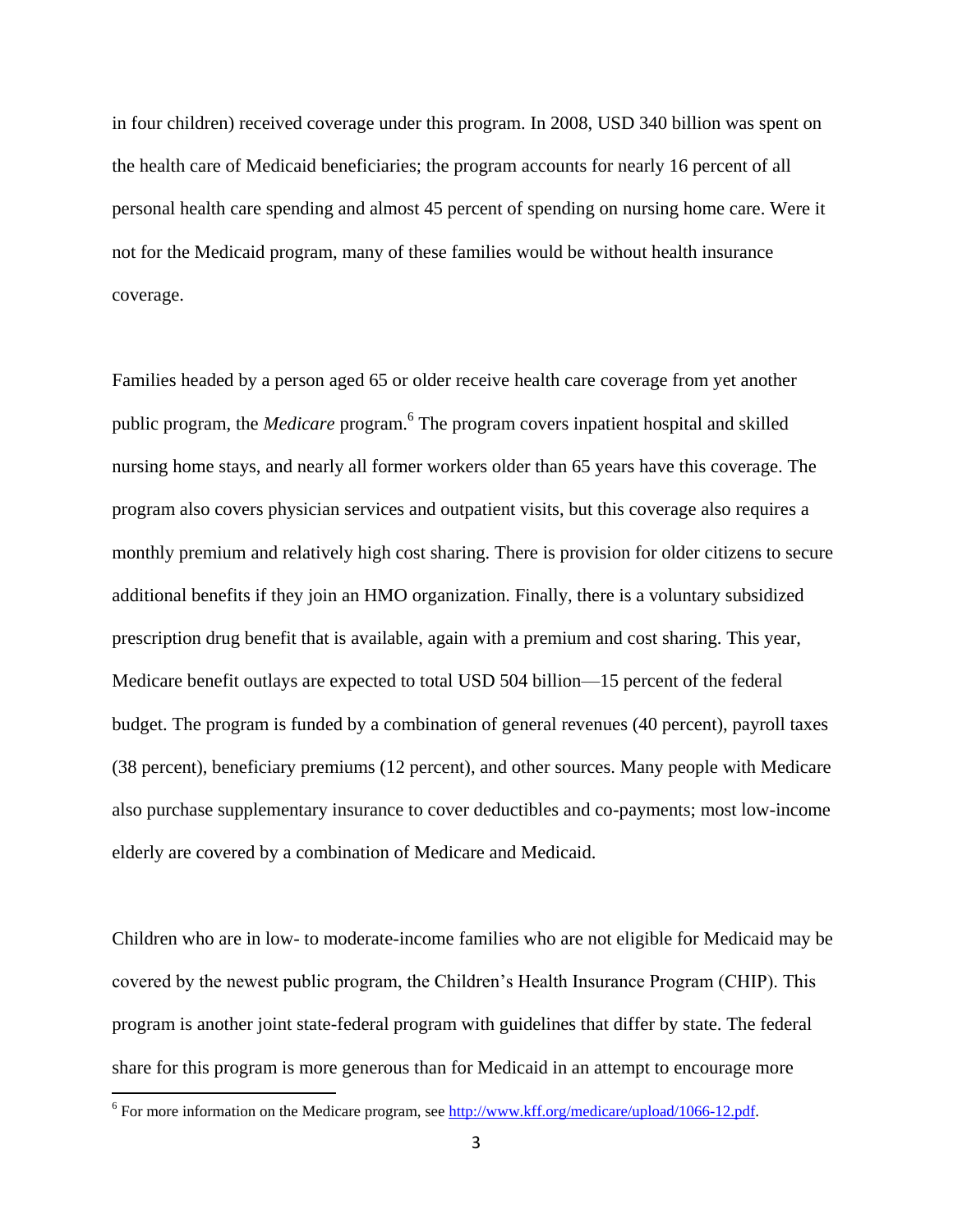in four children) received coverage under this program. In 2008, USD 340 billion was spent on the health care of Medicaid beneficiaries; the program accounts for nearly 16 percent of all personal health care spending and almost 45 percent of spending on nursing home care. Were it not for the Medicaid program, many of these families would be without health insurance coverage.

Families headed by a person aged 65 or older receive health care coverage from yet another public program, the *Medicare* program.[6] The program covers inpatient hospital and skilled nursing home stays, and nearly all former workers older than 65 years have this coverage. The program also covers physician services and outpatient visits, but this coverage also requires a monthly premium and relatively high cost sharing. There is provision for older citizens to secure additional benefits if they join an HMO organization. Finally, there is a voluntary subsidized prescription drug benefit that is available, again with a premium and cost sharing. This year, Medicare benefit outlays are expected to total USD 504 billion—15 percent of the federal budget. The program is funded by a combination of general revenues (40 percent), payroll taxes (38 percent), beneficiary premiums (12 percent), and other sources. Many people with Medicare also purchase supplementary insurance to cover deductibles and co-payments; most low-income elderly are covered by a combination of Medicare and Medicaid.

Children who are in low- to moderate-income families who are not eligible for Medicaid may be covered by the newest public program, the Children's Health Insurance Program (CHIP). This program is another joint state-federal program with guidelines that differ by state. The federal share for this program is more generous than for Medicaid in an attempt to encourage more

[6] For more information on the Medicare program, see http://www.kff.org/medicare/upload/1066-12.pdf.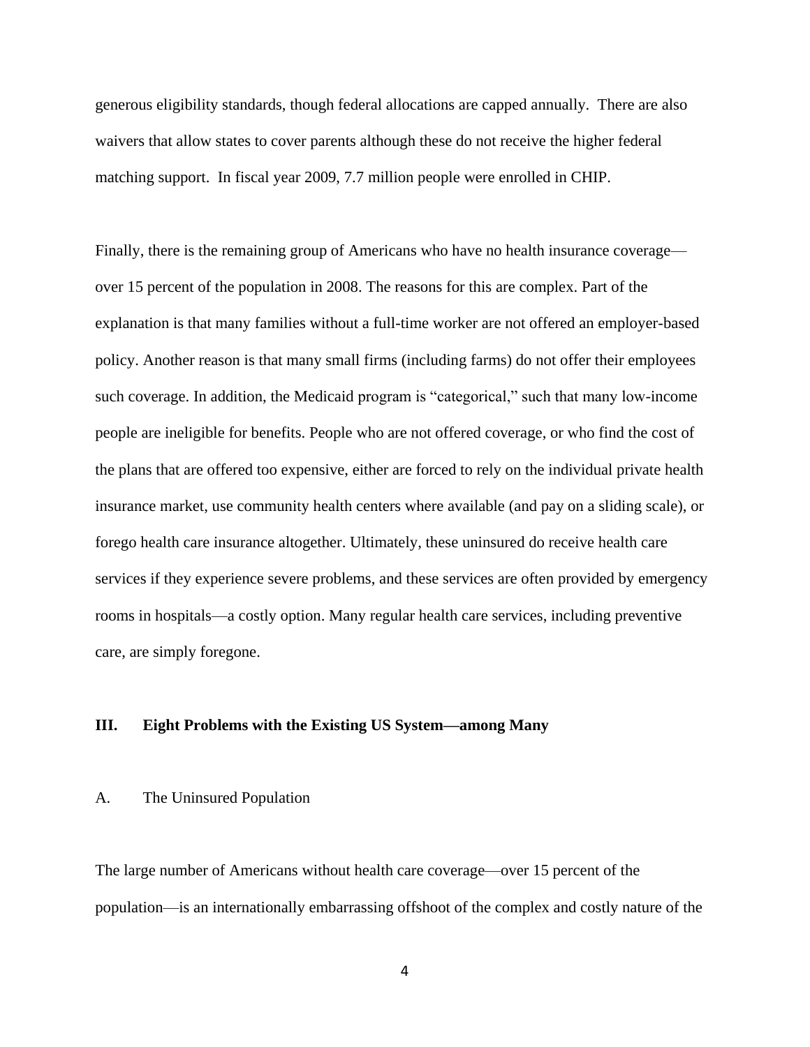generous eligibility standards, though federal allocations are capped annually. There are also waivers that allow states to cover parents although these do not receive the higher federal matching support. In fiscal year 2009, 7.7 million people were enrolled in CHIP.

Finally, there is the remaining group of Americans who have no health insurance coverage—over 15 percent of the population in 2008. The reasons for this are complex. Part of the explanation is that many families without a full-time worker are not offered an employer-based policy. Another reason is that many small firms (including farms) do not offer their employees such coverage. In addition, the Medicaid program is "categorical," such that many low-income people are ineligible for benefits. People who are not offered coverage, or who find the cost of the plans that are offered too expensive, either are forced to rely on the individual private health insurance market, use community health centers where available (and pay on a sliding scale), or forego health care insurance altogether. Ultimately, these uninsured do receive health care services if they experience severe problems, and these services are often provided by emergency rooms in hospitals—a costly option. Many regular health care services, including preventive care, are simply foregone.

## III. Eight Problems with the Existing US System—among Many

### A. The Uninsured Population

The large number of Americans without health care coverage—over 15 percent of the population—is an internationally embarrassing offshoot of the complex and costly nature of the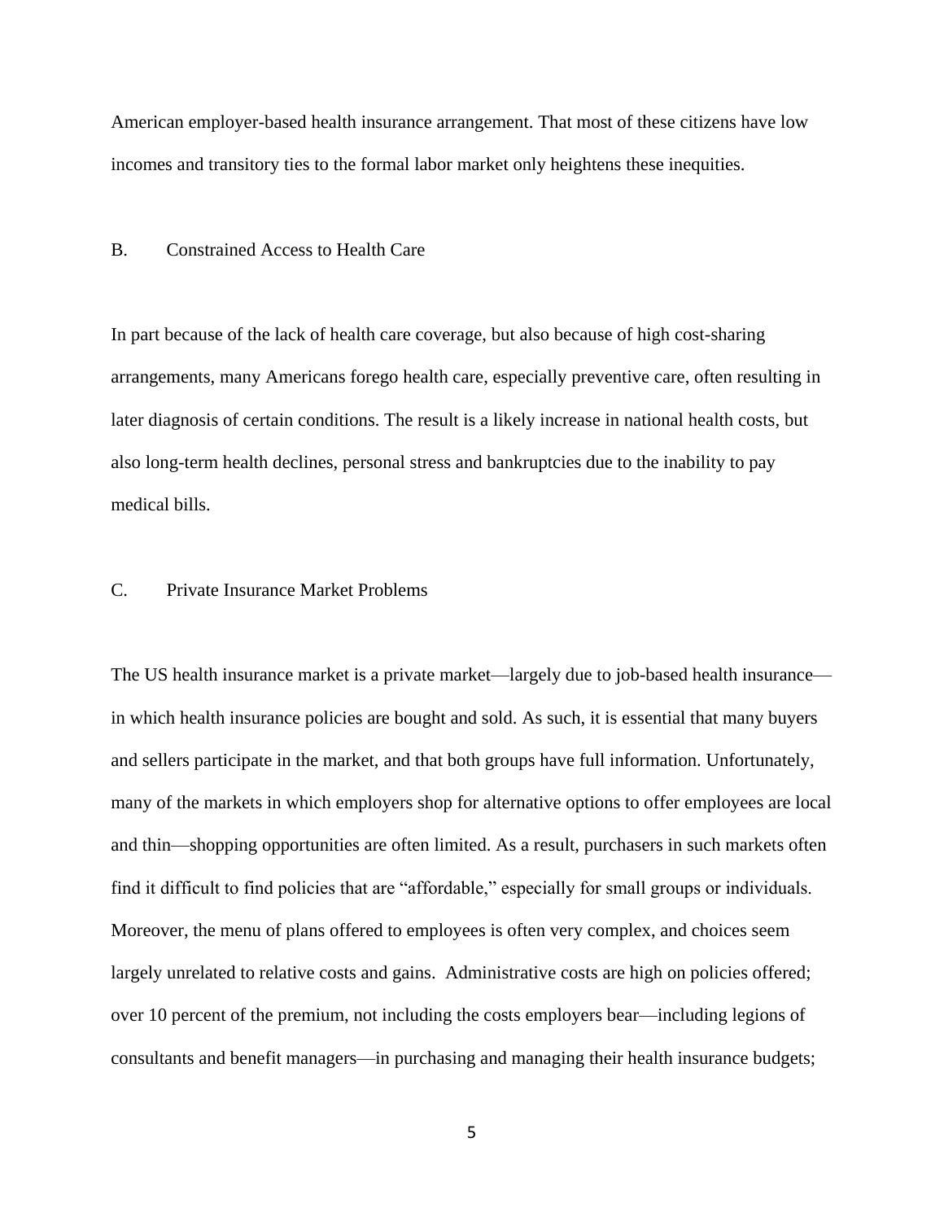American employer-based health insurance arrangement. That most of these citizens have low incomes and transitory ties to the formal labor market only heightens these inequities.

### B. Constrained Access to Health Care

In part because of the lack of health care coverage, but also because of high cost-sharing arrangements, many Americans forego health care, especially preventive care, often resulting in later diagnosis of certain conditions. The result is a likely increase in national health costs, but also long-term health declines, personal stress and bankruptcies due to the inability to pay medical bills.

### C. Private Insurance Market Problems

The US health insurance market is a private market—largely due to job-based health insurance—in which health insurance policies are bought and sold. As such, it is essential that many buyers and sellers participate in the market, and that both groups have full information. Unfortunately, many of the markets in which employers shop for alternative options to offer employees are local and thin—shopping opportunities are often limited. As a result, purchasers in such markets often find it difficult to find policies that are "affordable," especially for small groups or individuals. Moreover, the menu of plans offered to employees is often very complex, and choices seem largely unrelated to relative costs and gains. Administrative costs are high on policies offered; over 10 percent of the premium, not including the costs employers bear—including legions of consultants and benefit managers—in purchasing and managing their health insurance budgets;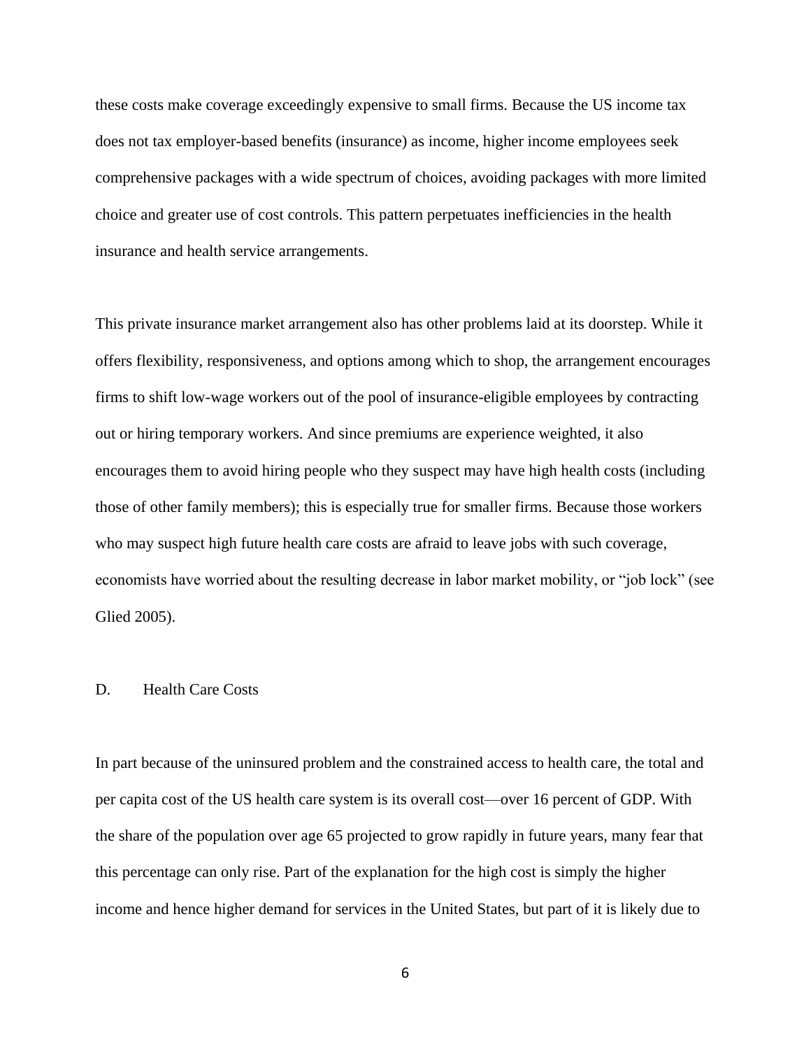these costs make coverage exceedingly expensive to small firms. Because the US income tax does not tax employer-based benefits (insurance) as income, higher income employees seek comprehensive packages with a wide spectrum of choices, avoiding packages with more limited choice and greater use of cost controls. This pattern perpetuates inefficiencies in the health insurance and health service arrangements.

This private insurance market arrangement also has other problems laid at its doorstep. While it offers flexibility, responsiveness, and options among which to shop, the arrangement encourages firms to shift low-wage workers out of the pool of insurance-eligible employees by contracting out or hiring temporary workers. And since premiums are experience weighted, it also encourages them to avoid hiring people who they suspect may have high health costs (including those of other family members); this is especially true for smaller firms. Because those workers who may suspect high future health care costs are afraid to leave jobs with such coverage, economists have worried about the resulting decrease in labor market mobility, or "job lock" (see Glied 2005).

## D. Health Care Costs

In part because of the uninsured problem and the constrained access to health care, the total and per capita cost of the US health care system is its overall cost—over 16 percent of GDP. With the share of the population over age 65 projected to grow rapidly in future years, many fear that this percentage can only rise. Part of the explanation for the high cost is simply the higher income and hence higher demand for services in the United States, but part of it is likely due to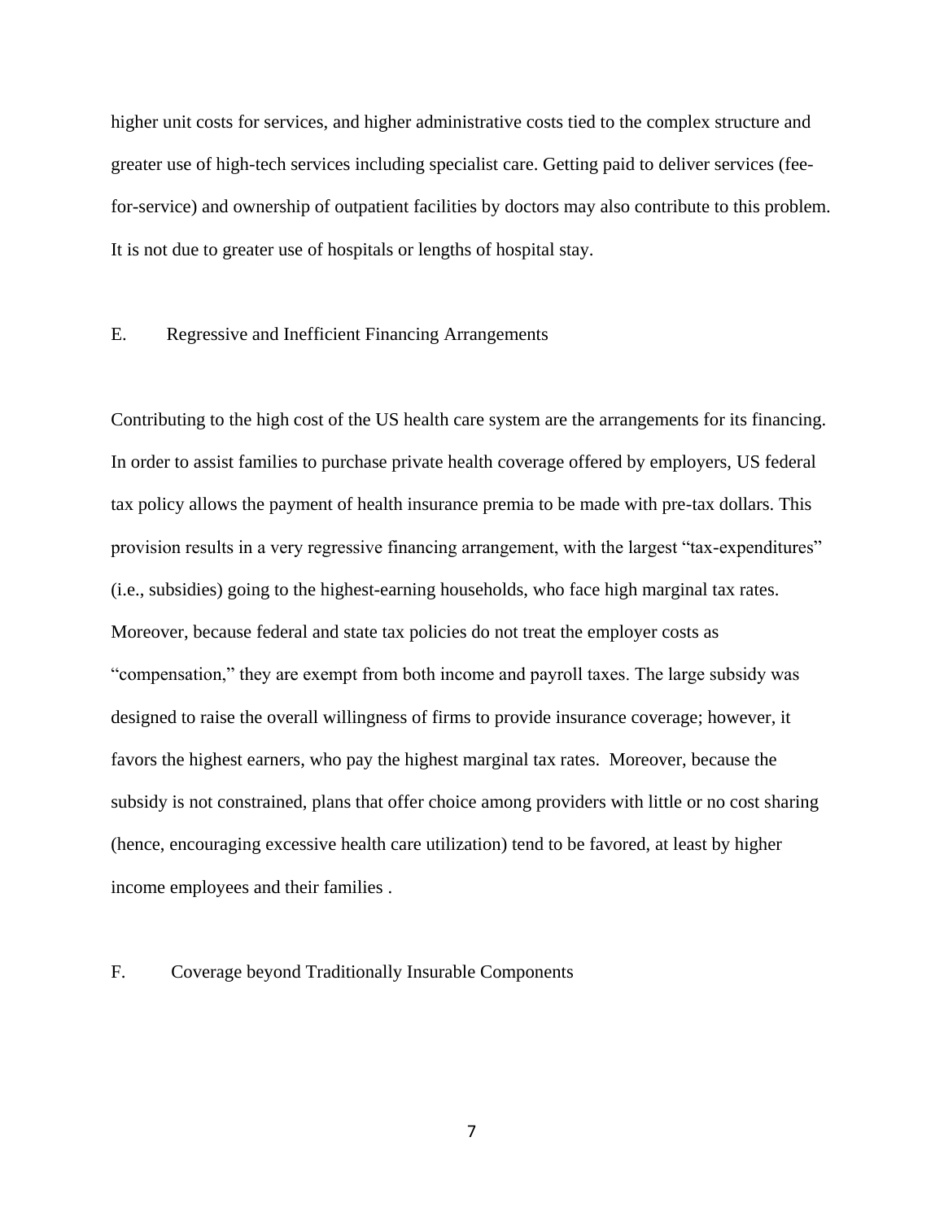higher unit costs for services, and higher administrative costs tied to the complex structure and greater use of high-tech services including specialist care. Getting paid to deliver services (fee-for-service) and ownership of outpatient facilities by doctors may also contribute to this problem. It is not due to greater use of hospitals or lengths of hospital stay.

## E. Regressive and Inefficient Financing Arrangements

Contributing to the high cost of the US health care system are the arrangements for its financing. In order to assist families to purchase private health coverage offered by employers, US federal tax policy allows the payment of health insurance premia to be made with pre-tax dollars. This provision results in a very regressive financing arrangement, with the largest "tax-expenditures" (i.e., subsidies) going to the highest-earning households, who face high marginal tax rates. Moreover, because federal and state tax policies do not treat the employer costs as "compensation," they are exempt from both income and payroll taxes. The large subsidy was designed to raise the overall willingness of firms to provide insurance coverage; however, it favors the highest earners, who pay the highest marginal tax rates. Moreover, because the subsidy is not constrained, plans that offer choice among providers with little or no cost sharing (hence, encouraging excessive health care utilization) tend to be favored, at least by higher income employees and their families .

## F. Coverage beyond Traditionally Insurable Components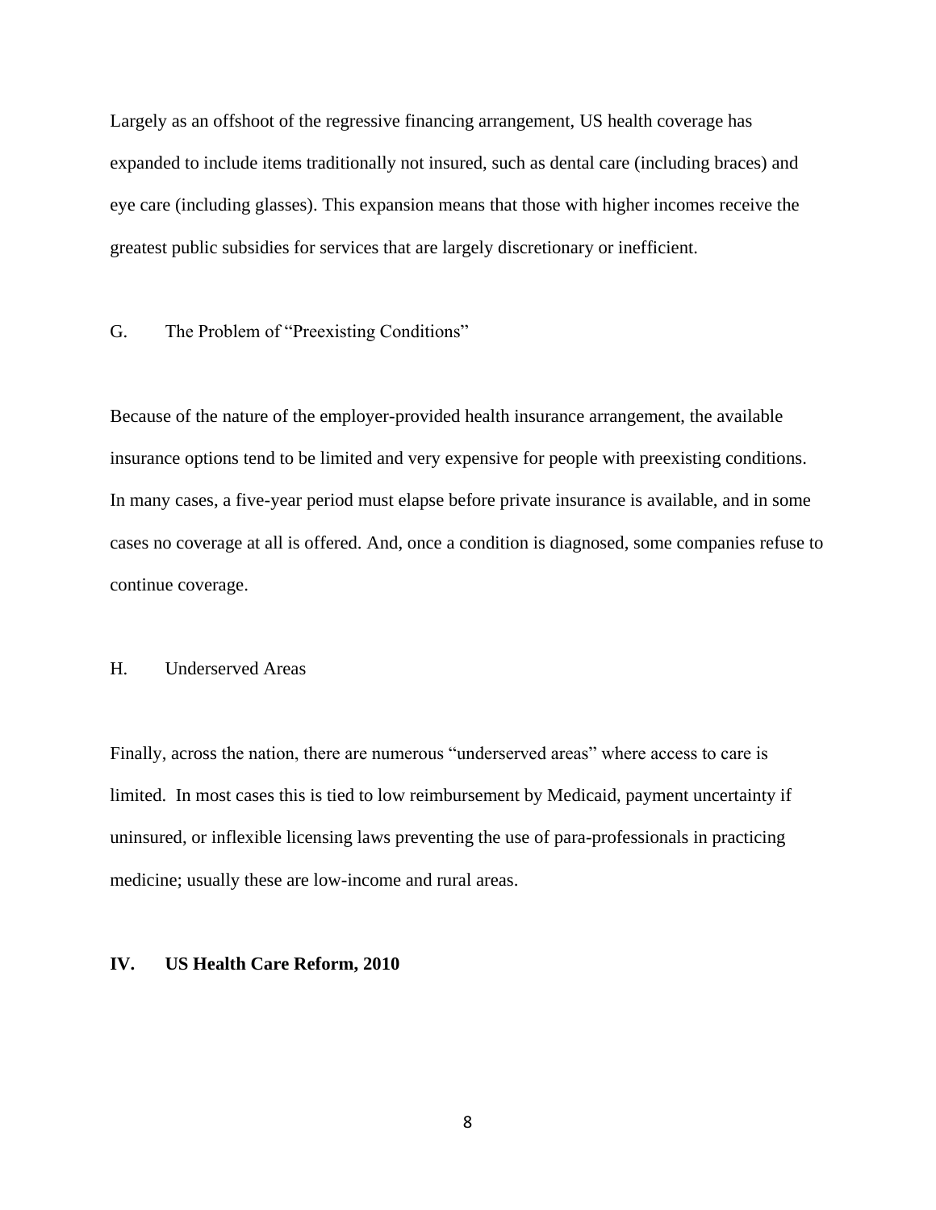Largely as an offshoot of the regressive financing arrangement, US health coverage has expanded to include items traditionally not insured, such as dental care (including braces) and eye care (including glasses). This expansion means that those with higher incomes receive the greatest public subsidies for services that are largely discretionary or inefficient.

### G. The Problem of "Preexisting Conditions"

Because of the nature of the employer-provided health insurance arrangement, the available insurance options tend to be limited and very expensive for people with preexisting conditions. In many cases, a five-year period must elapse before private insurance is available, and in some cases no coverage at all is offered. And, once a condition is diagnosed, some companies refuse to continue coverage.

### H. Underserved Areas

Finally, across the nation, there are numerous "underserved areas" where access to care is limited. In most cases this is tied to low reimbursement by Medicaid, payment uncertainty if uninsured, or inflexible licensing laws preventing the use of para-professionals in practicing medicine; usually these are low-income and rural areas.

## IV. US Health Care Reform, 2010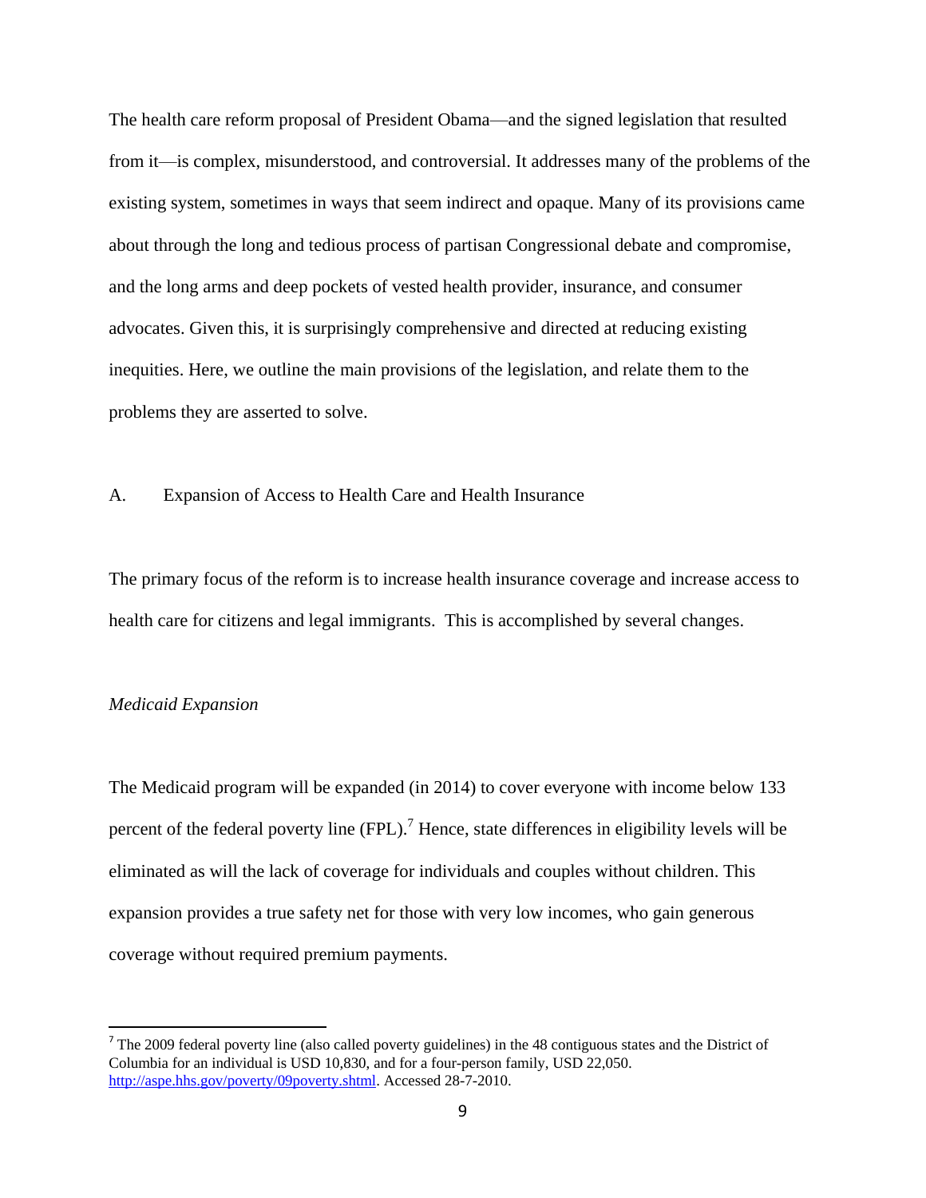The health care reform proposal of President Obama—and the signed legislation that resulted from it—is complex, misunderstood, and controversial. It addresses many of the problems of the existing system, sometimes in ways that seem indirect and opaque. Many of its provisions came about through the long and tedious process of partisan Congressional debate and compromise, and the long arms and deep pockets of vested health provider, insurance, and consumer advocates. Given this, it is surprisingly comprehensive and directed at reducing existing inequities. Here, we outline the main provisions of the legislation, and relate them to the problems they are asserted to solve.

## A. Expansion of Access to Health Care and Health Insurance

The primary focus of the reform is to increase health insurance coverage and increase access to health care for citizens and legal immigrants. This is accomplished by several changes.

### *Medicaid Expansion*

The Medicaid program will be expanded (in 2014) to cover everyone with income below 133 percent of the federal poverty line (FPL).[7] Hence, state differences in eligibility levels will be eliminated as will the lack of coverage for individuals and couples without children. This expansion provides a true safety net for those with very low incomes, who gain generous coverage without required premium payments.

---

[7] The 2009 federal poverty line (also called poverty guidelines) in the 48 contiguous states and the District of Columbia for an individual is USD 10,830, and for a four-person family, USD 22,050. http://aspe.hhs.gov/poverty/09poverty.shtml. Accessed 28-7-2010.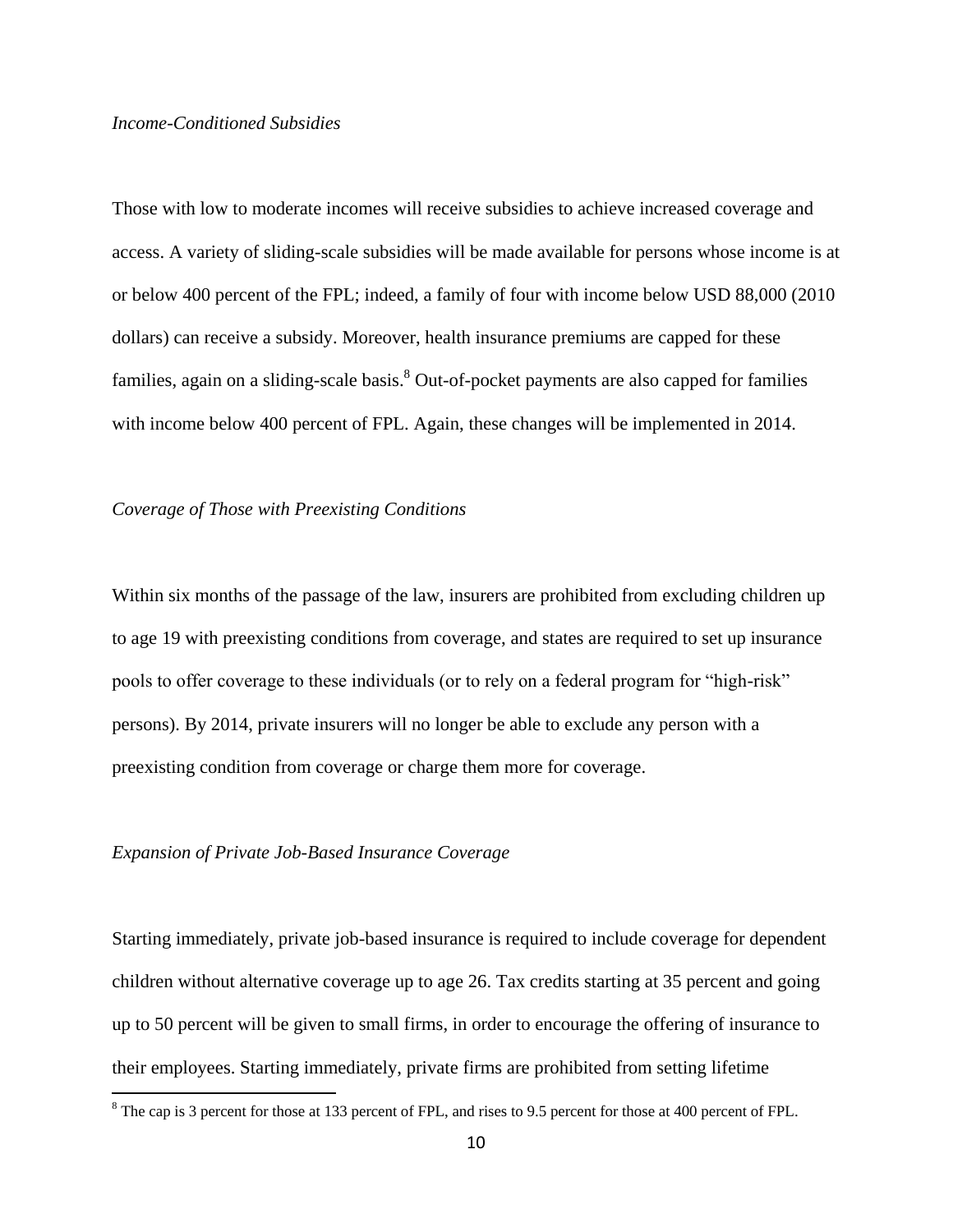*Income-Conditioned Subsidies*

Those with low to moderate incomes will receive subsidies to achieve increased coverage and access. A variety of sliding-scale subsidies will be made available for persons whose income is at or below 400 percent of the FPL; indeed, a family of four with income below USD 88,000 (2010 dollars) can receive a subsidy. Moreover, health insurance premiums are capped for these families, again on a sliding-scale basis.[8] Out-of-pocket payments are also capped for families with income below 400 percent of FPL. Again, these changes will be implemented in 2014.

*Coverage of Those with Preexisting Conditions*

Within six months of the passage of the law, insurers are prohibited from excluding children up to age 19 with preexisting conditions from coverage, and states are required to set up insurance pools to offer coverage to these individuals (or to rely on a federal program for "high-risk" persons). By 2014, private insurers will no longer be able to exclude any person with a preexisting condition from coverage or charge them more for coverage.

*Expansion of Private Job-Based Insurance Coverage*

Starting immediately, private job-based insurance is required to include coverage for dependent children without alternative coverage up to age 26. Tax credits starting at 35 percent and going up to 50 percent will be given to small firms, in order to encourage the offering of insurance to their employees. Starting immediately, private firms are prohibited from setting lifetime

[8] The cap is 3 percent for those at 133 percent of FPL, and rises to 9.5 percent for those at 400 percent of FPL.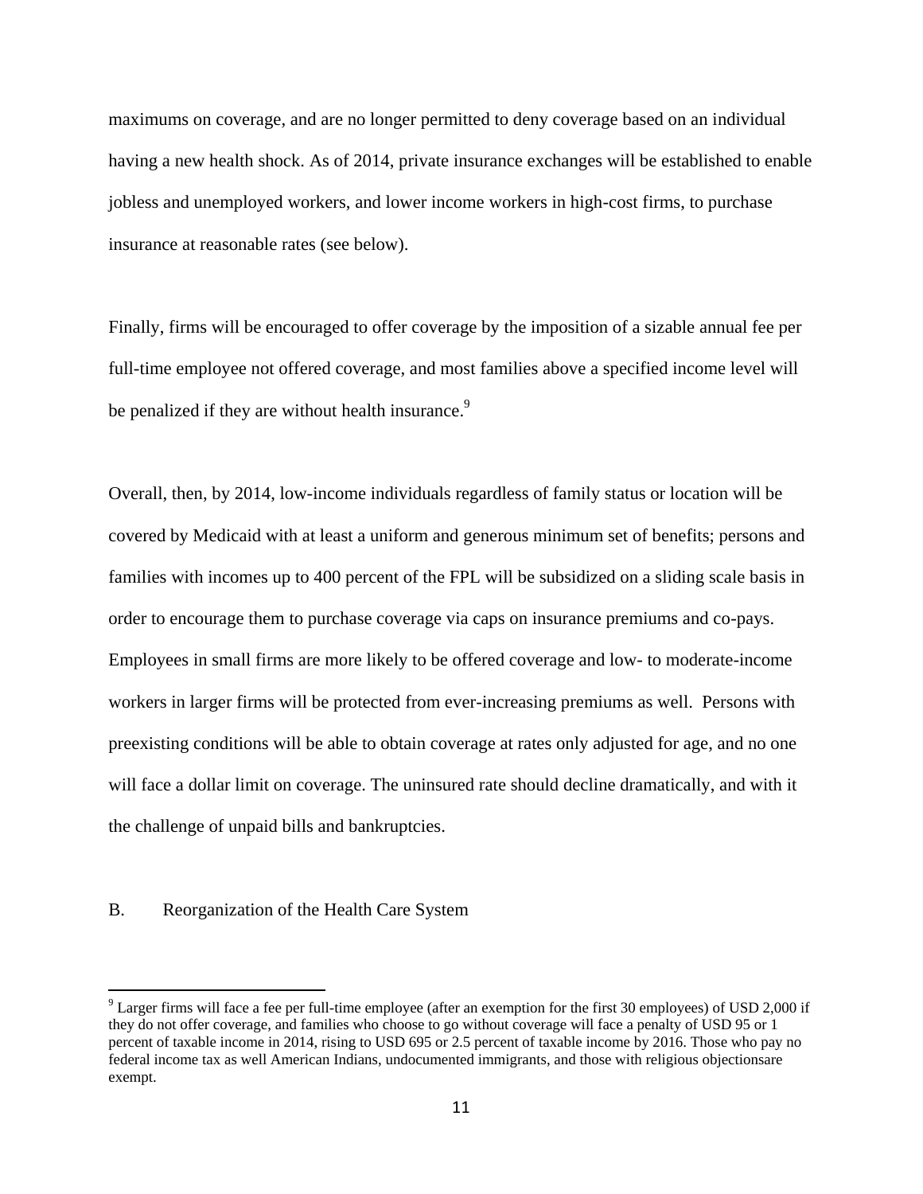maximums on coverage, and are no longer permitted to deny coverage based on an individual having a new health shock. As of 2014, private insurance exchanges will be established to enable jobless and unemployed workers, and lower income workers in high-cost firms, to purchase insurance at reasonable rates (see below).

Finally, firms will be encouraged to offer coverage by the imposition of a sizable annual fee per full-time employee not offered coverage, and most families above a specified income level will be penalized if they are without health insurance.[9]

Overall, then, by 2014, low-income individuals regardless of family status or location will be covered by Medicaid with at least a uniform and generous minimum set of benefits; persons and families with incomes up to 400 percent of the FPL will be subsidized on a sliding scale basis in order to encourage them to purchase coverage via caps on insurance premiums and co-pays. Employees in small firms are more likely to be offered coverage and low- to moderate-income workers in larger firms will be protected from ever-increasing premiums as well. Persons with preexisting conditions will be able to obtain coverage at rates only adjusted for age, and no one will face a dollar limit on coverage. The uninsured rate should decline dramatically, and with it the challenge of unpaid bills and bankruptcies.

## B. Reorganization of the Health Care System

[9] Larger firms will face a fee per full-time employee (after an exemption for the first 30 employees) of USD 2,000 if they do not offer coverage, and families who choose to go without coverage will face a penalty of USD 95 or 1 percent of taxable income in 2014, rising to USD 695 or 2.5 percent of taxable income by 2016. Those who pay no federal income tax as well American Indians, undocumented immigrants, and those with religious objectionsare exempt.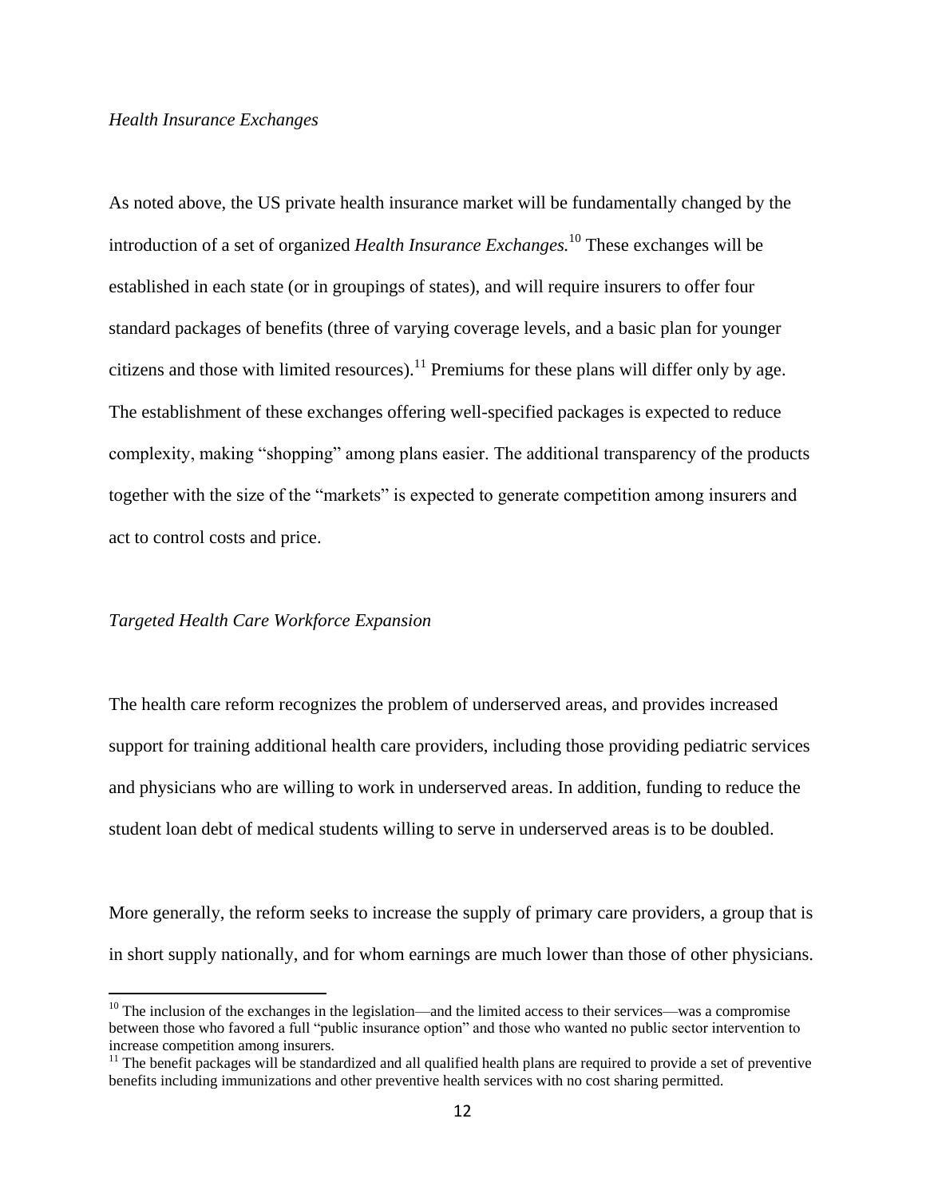*Health Insurance Exchanges*

As noted above, the US private health insurance market will be fundamentally changed by the introduction of a set of organized *Health Insurance Exchanges.*[10] These exchanges will be established in each state (or in groupings of states), and will require insurers to offer four standard packages of benefits (three of varying coverage levels, and a basic plan for younger citizens and those with limited resources).[11] Premiums for these plans will differ only by age. The establishment of these exchanges offering well-specified packages is expected to reduce complexity, making "shopping" among plans easier. The additional transparency of the products together with the size of the "markets" is expected to generate competition among insurers and act to control costs and price.

*Targeted Health Care Workforce Expansion*

The health care reform recognizes the problem of underserved areas, and provides increased support for training additional health care providers, including those providing pediatric services and physicians who are willing to work in underserved areas. In addition, funding to reduce the student loan debt of medical students willing to serve in underserved areas is to be doubled.

More generally, the reform seeks to increase the supply of primary care providers, a group that is in short supply nationally, and for whom earnings are much lower than those of other physicians.

[10] The inclusion of the exchanges in the legislation—and the limited access to their services—was a compromise between those who favored a full "public insurance option" and those who wanted no public sector intervention to increase competition among insurers.

[11] The benefit packages will be standardized and all qualified health plans are required to provide a set of preventive benefits including immunizations and other preventive health services with no cost sharing permitted.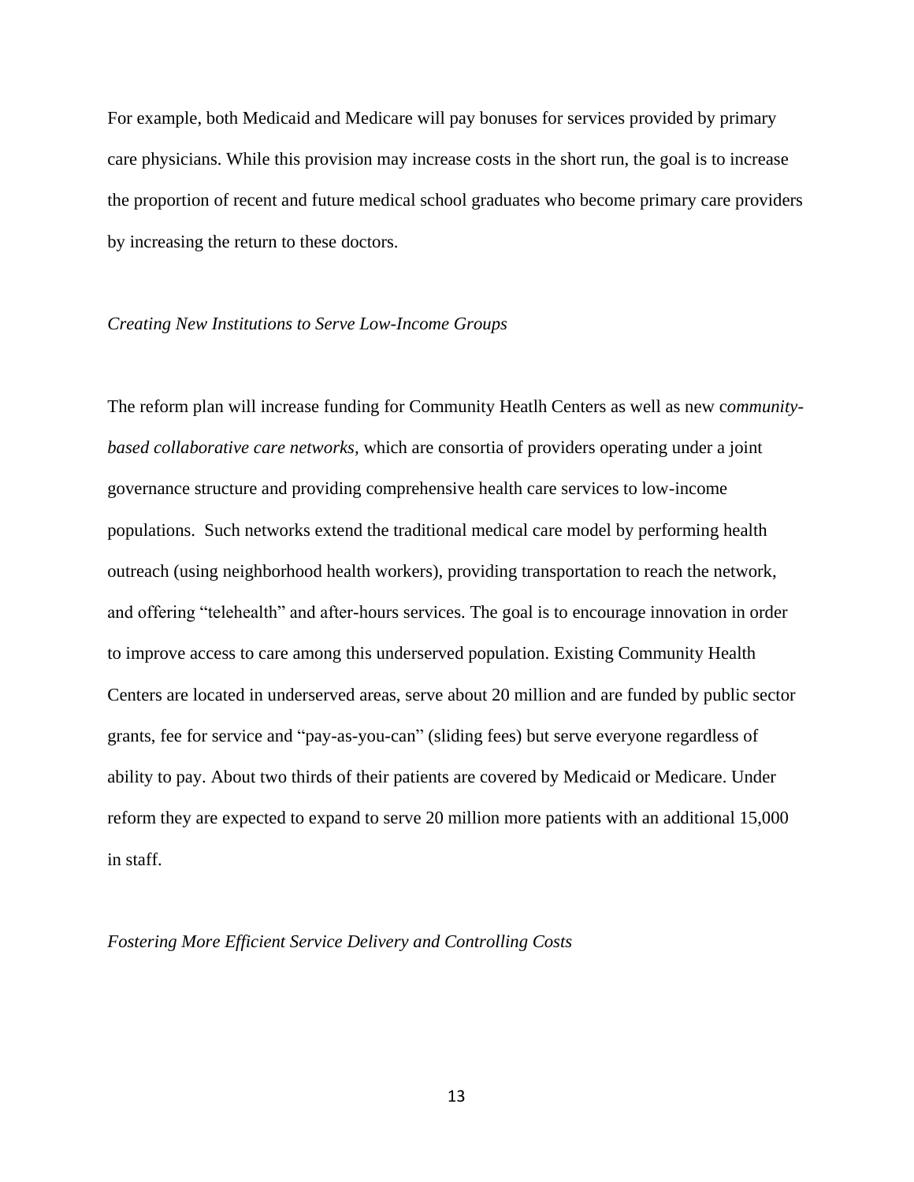For example, both Medicaid and Medicare will pay bonuses for services provided by primary care physicians. While this provision may increase costs in the short run, the goal is to increase the proportion of recent and future medical school graduates who become primary care providers by increasing the return to these doctors.

*Creating New Institutions to Serve Low-Income Groups*

The reform plan will increase funding for Community Heatlh Centers as well as new c*ommunity-based collaborative care networks,* which are consortia of providers operating under a joint governance structure and providing comprehensive health care services to low-income populations. Such networks extend the traditional medical care model by performing health outreach (using neighborhood health workers), providing transportation to reach the network, and offering "telehealth" and after-hours services. The goal is to encourage innovation in order to improve access to care among this underserved population. Existing Community Health Centers are located in underserved areas, serve about 20 million and are funded by public sector grants, fee for service and "pay-as-you-can" (sliding fees) but serve everyone regardless of ability to pay. About two thirds of their patients are covered by Medicaid or Medicare. Under reform they are expected to expand to serve 20 million more patients with an additional 15,000 in staff.

*Fostering More Efficient Service Delivery and Controlling Costs*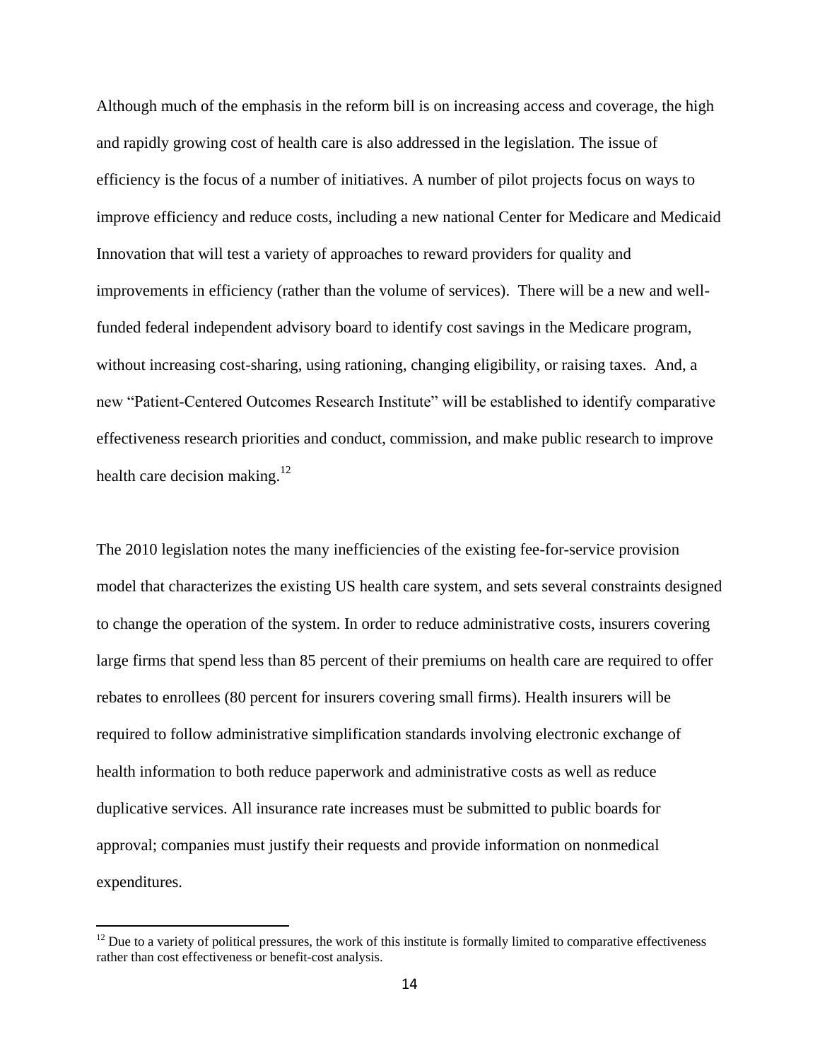Although much of the emphasis in the reform bill is on increasing access and coverage, the high and rapidly growing cost of health care is also addressed in the legislation. The issue of efficiency is the focus of a number of initiatives. A number of pilot projects focus on ways to improve efficiency and reduce costs, including a new national Center for Medicare and Medicaid Innovation that will test a variety of approaches to reward providers for quality and improvements in efficiency (rather than the volume of services). There will be a new and well-funded federal independent advisory board to identify cost savings in the Medicare program, without increasing cost-sharing, using rationing, changing eligibility, or raising taxes. And, a new "Patient-Centered Outcomes Research Institute" will be established to identify comparative effectiveness research priorities and conduct, commission, and make public research to improve health care decision making.[12]

The 2010 legislation notes the many inefficiencies of the existing fee-for-service provision model that characterizes the existing US health care system, and sets several constraints designed to change the operation of the system. In order to reduce administrative costs, insurers covering large firms that spend less than 85 percent of their premiums on health care are required to offer rebates to enrollees (80 percent for insurers covering small firms). Health insurers will be required to follow administrative simplification standards involving electronic exchange of health information to both reduce paperwork and administrative costs as well as reduce duplicative services. All insurance rate increases must be submitted to public boards for approval; companies must justify their requests and provide information on nonmedical expenditures.

[12] Due to a variety of political pressures, the work of this institute is formally limited to comparative effectiveness rather than cost effectiveness or benefit-cost analysis.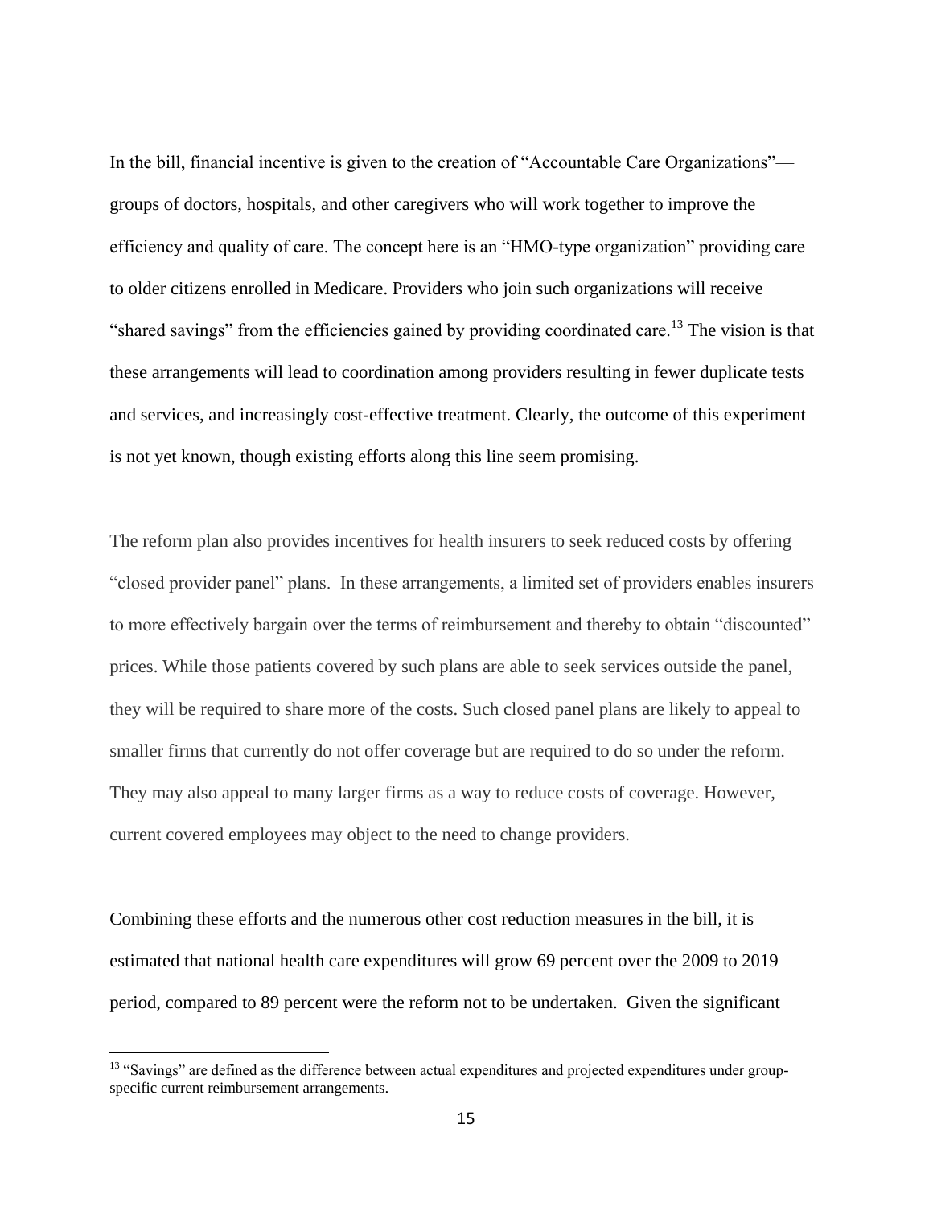In the bill, financial incentive is given to the creation of "Accountable Care Organizations"—groups of doctors, hospitals, and other caregivers who will work together to improve the efficiency and quality of care. The concept here is an "HMO-type organization" providing care to older citizens enrolled in Medicare. Providers who join such organizations will receive "shared savings" from the efficiencies gained by providing coordinated care.[13] The vision is that these arrangements will lead to coordination among providers resulting in fewer duplicate tests and services, and increasingly cost-effective treatment. Clearly, the outcome of this experiment is not yet known, though existing efforts along this line seem promising.

The reform plan also provides incentives for health insurers to seek reduced costs by offering "closed provider panel" plans. In these arrangements, a limited set of providers enables insurers to more effectively bargain over the terms of reimbursement and thereby to obtain "discounted" prices. While those patients covered by such plans are able to seek services outside the panel, they will be required to share more of the costs. Such closed panel plans are likely to appeal to smaller firms that currently do not offer coverage but are required to do so under the reform. They may also appeal to many larger firms as a way to reduce costs of coverage. However, current covered employees may object to the need to change providers.

Combining these efforts and the numerous other cost reduction measures in the bill, it is estimated that national health care expenditures will grow 69 percent over the 2009 to 2019 period, compared to 89 percent were the reform not to be undertaken. Given the significant

[13] "Savings" are defined as the difference between actual expenditures and projected expenditures under group-specific current reimbursement arrangements.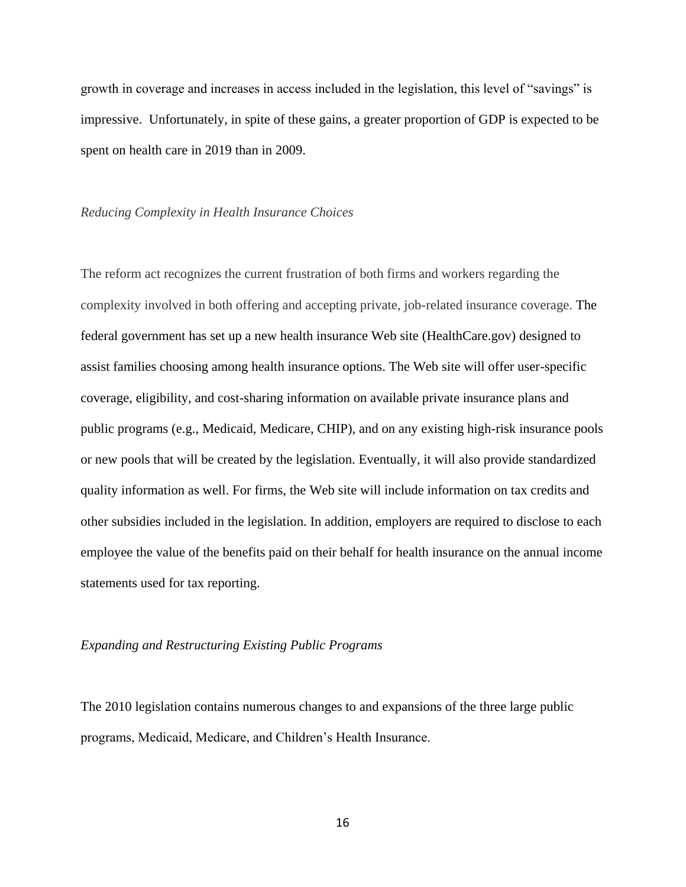growth in coverage and increases in access included in the legislation, this level of "savings" is impressive. Unfortunately, in spite of these gains, a greater proportion of GDP is expected to be spent on health care in 2019 than in 2009.

*Reducing Complexity in Health Insurance Choices*

The reform act recognizes the current frustration of both firms and workers regarding the complexity involved in both offering and accepting private, job-related insurance coverage. The federal government has set up a new health insurance Web site (HealthCare.gov) designed to assist families choosing among health insurance options. The Web site will offer user-specific coverage, eligibility, and cost-sharing information on available private insurance plans and public programs (e.g., Medicaid, Medicare, CHIP), and on any existing high-risk insurance pools or new pools that will be created by the legislation. Eventually, it will also provide standardized quality information as well. For firms, the Web site will include information on tax credits and other subsidies included in the legislation. In addition, employers are required to disclose to each employee the value of the benefits paid on their behalf for health insurance on the annual income statements used for tax reporting.

*Expanding and Restructuring Existing Public Programs*

The 2010 legislation contains numerous changes to and expansions of the three large public programs, Medicaid, Medicare, and Children's Health Insurance.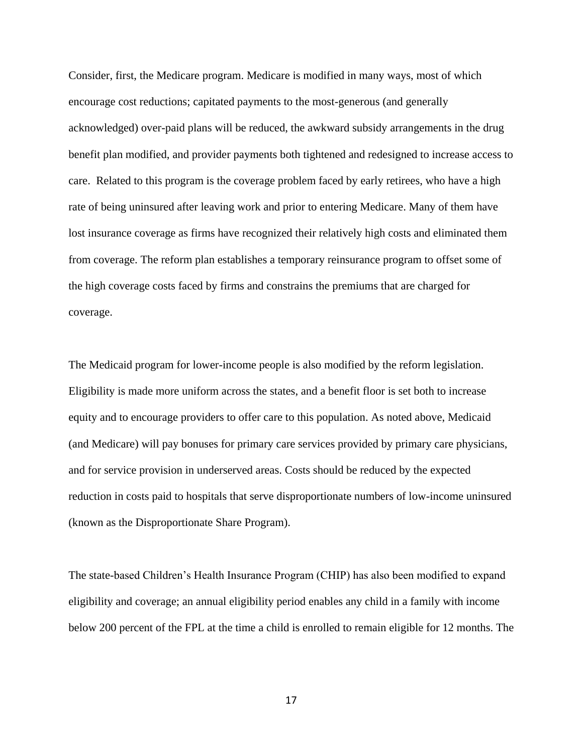Consider, first, the Medicare program. Medicare is modified in many ways, most of which encourage cost reductions; capitated payments to the most-generous (and generally acknowledged) over-paid plans will be reduced, the awkward subsidy arrangements in the drug benefit plan modified, and provider payments both tightened and redesigned to increase access to care. Related to this program is the coverage problem faced by early retirees, who have a high rate of being uninsured after leaving work and prior to entering Medicare. Many of them have lost insurance coverage as firms have recognized their relatively high costs and eliminated them from coverage. The reform plan establishes a temporary reinsurance program to offset some of the high coverage costs faced by firms and constrains the premiums that are charged for coverage.

The Medicaid program for lower-income people is also modified by the reform legislation. Eligibility is made more uniform across the states, and a benefit floor is set both to increase equity and to encourage providers to offer care to this population. As noted above, Medicaid (and Medicare) will pay bonuses for primary care services provided by primary care physicians, and for service provision in underserved areas. Costs should be reduced by the expected reduction in costs paid to hospitals that serve disproportionate numbers of low-income uninsured (known as the Disproportionate Share Program).

The state-based Children's Health Insurance Program (CHIP) has also been modified to expand eligibility and coverage; an annual eligibility period enables any child in a family with income below 200 percent of the FPL at the time a child is enrolled to remain eligible for 12 months. The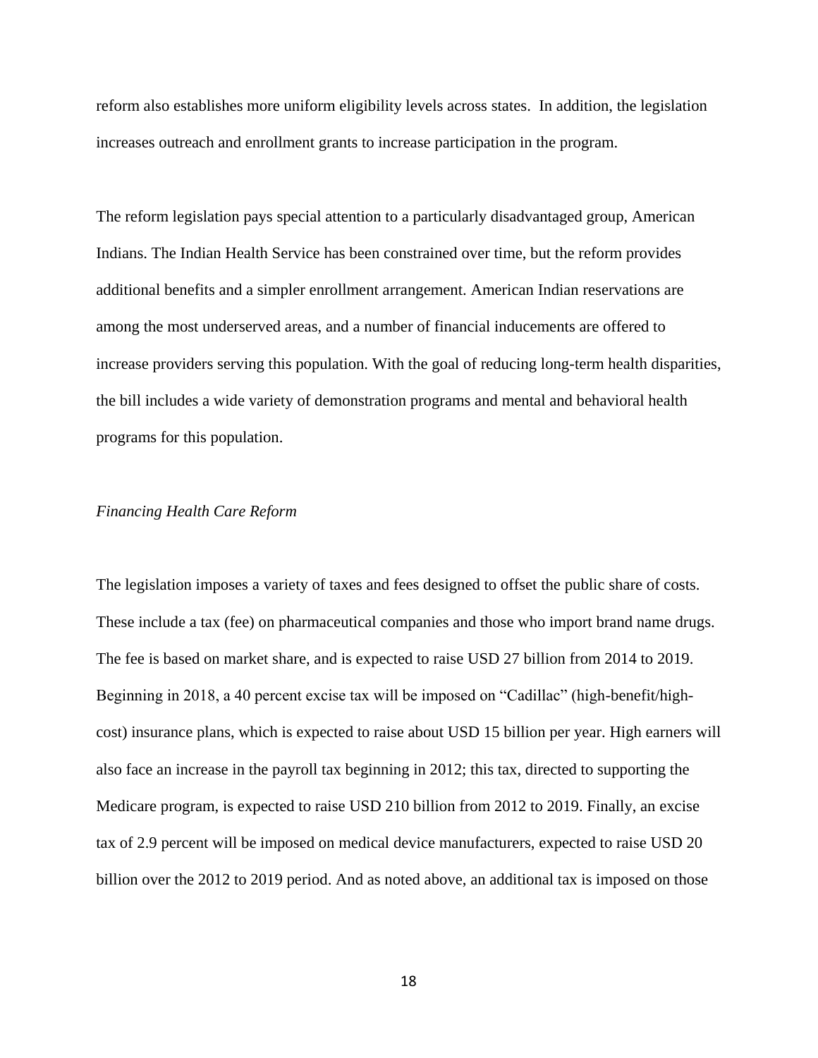reform also establishes more uniform eligibility levels across states. In addition, the legislation increases outreach and enrollment grants to increase participation in the program.

The reform legislation pays special attention to a particularly disadvantaged group, American Indians. The Indian Health Service has been constrained over time, but the reform provides additional benefits and a simpler enrollment arrangement. American Indian reservations are among the most underserved areas, and a number of financial inducements are offered to increase providers serving this population. With the goal of reducing long-term health disparities, the bill includes a wide variety of demonstration programs and mental and behavioral health programs for this population.

*Financing Health Care Reform*

The legislation imposes a variety of taxes and fees designed to offset the public share of costs. These include a tax (fee) on pharmaceutical companies and those who import brand name drugs. The fee is based on market share, and is expected to raise USD 27 billion from 2014 to 2019. Beginning in 2018, a 40 percent excise tax will be imposed on "Cadillac" (high-benefit/high-cost) insurance plans, which is expected to raise about USD 15 billion per year. High earners will also face an increase in the payroll tax beginning in 2012; this tax, directed to supporting the Medicare program, is expected to raise USD 210 billion from 2012 to 2019. Finally, an excise tax of 2.9 percent will be imposed on medical device manufacturers, expected to raise USD 20 billion over the 2012 to 2019 period. And as noted above, an additional tax is imposed on those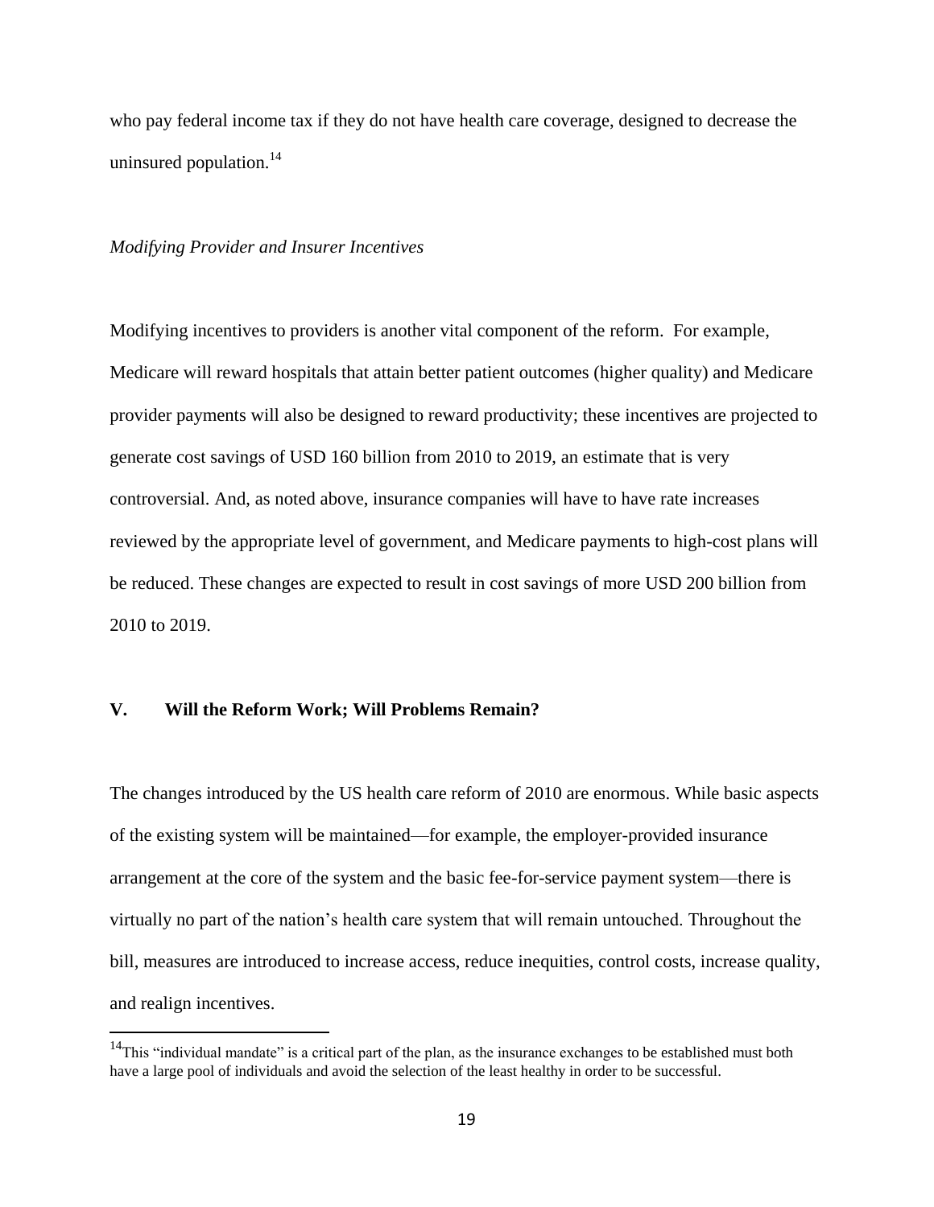who pay federal income tax if they do not have health care coverage, designed to decrease the uninsured population.[14]

*Modifying Provider and Insurer Incentives*

Modifying incentives to providers is another vital component of the reform. For example, Medicare will reward hospitals that attain better patient outcomes (higher quality) and Medicare provider payments will also be designed to reward productivity; these incentives are projected to generate cost savings of USD 160 billion from 2010 to 2019, an estimate that is very controversial. And, as noted above, insurance companies will have to have rate increases reviewed by the appropriate level of government, and Medicare payments to high-cost plans will be reduced. These changes are expected to result in cost savings of more USD 200 billion from 2010 to 2019.

## V. Will the Reform Work; Will Problems Remain?

The changes introduced by the US health care reform of 2010 are enormous. While basic aspects of the existing system will be maintained—for example, the employer-provided insurance arrangement at the core of the system and the basic fee-for-service payment system—there is virtually no part of the nation's health care system that will remain untouched. Throughout the bill, measures are introduced to increase access, reduce inequities, control costs, increase quality, and realign incentives.

[14] This "individual mandate" is a critical part of the plan, as the insurance exchanges to be established must both have a large pool of individuals and avoid the selection of the least healthy in order to be successful.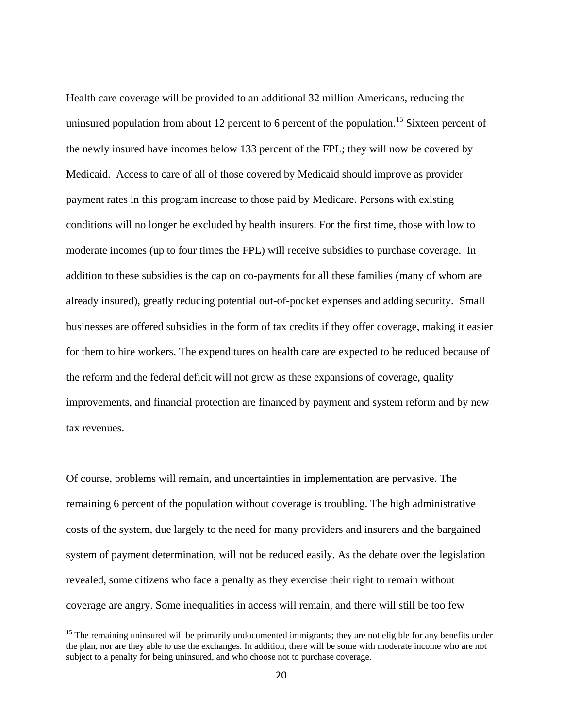Health care coverage will be provided to an additional 32 million Americans, reducing the uninsured population from about 12 percent to 6 percent of the population.[15] Sixteen percent of the newly insured have incomes below 133 percent of the FPL; they will now be covered by Medicaid. Access to care of all of those covered by Medicaid should improve as provider payment rates in this program increase to those paid by Medicare. Persons with existing conditions will no longer be excluded by health insurers. For the first time, those with low to moderate incomes (up to four times the FPL) will receive subsidies to purchase coverage. In addition to these subsidies is the cap on co-payments for all these families (many of whom are already insured), greatly reducing potential out-of-pocket expenses and adding security. Small businesses are offered subsidies in the form of tax credits if they offer coverage, making it easier for them to hire workers. The expenditures on health care are expected to be reduced because of the reform and the federal deficit will not grow as these expansions of coverage, quality improvements, and financial protection are financed by payment and system reform and by new tax revenues.

Of course, problems will remain, and uncertainties in implementation are pervasive. The remaining 6 percent of the population without coverage is troubling. The high administrative costs of the system, due largely to the need for many providers and insurers and the bargained system of payment determination, will not be reduced easily. As the debate over the legislation revealed, some citizens who face a penalty as they exercise their right to remain without coverage are angry. Some inequalities in access will remain, and there will still be too few

[15] The remaining uninsured will be primarily undocumented immigrants; they are not eligible for any benefits under the plan, nor are they able to use the exchanges. In addition, there will be some with moderate income who are not subject to a penalty for being uninsured, and who choose not to purchase coverage.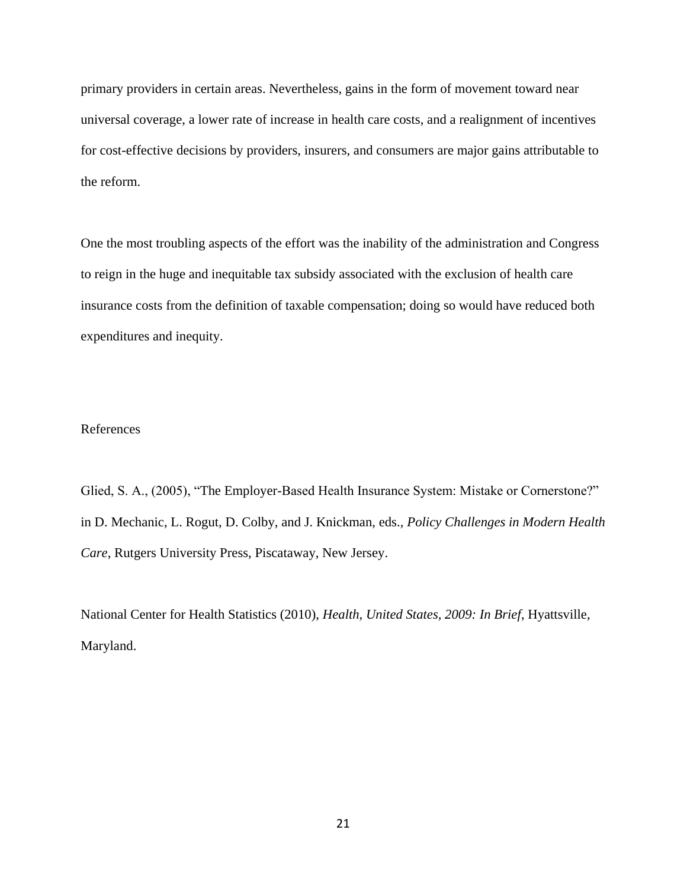primary providers in certain areas. Nevertheless, gains in the form of movement toward near universal coverage, a lower rate of increase in health care costs, and a realignment of incentives for cost-effective decisions by providers, insurers, and consumers are major gains attributable to the reform.

One the most troubling aspects of the effort was the inability of the administration and Congress to reign in the huge and inequitable tax subsidy associated with the exclusion of health care insurance costs from the definition of taxable compensation; doing so would have reduced both expenditures and inequity.

## References

Glied, S. A., (2005), "The Employer-Based Health Insurance System: Mistake or Cornerstone?" in D. Mechanic, L. Rogut, D. Colby, and J. Knickman, eds., *Policy Challenges in Modern Health Care*, Rutgers University Press, Piscataway, New Jersey.

National Center for Health Statistics (2010), *Health, United States, 2009: In Brief*, Hyattsville, Maryland.